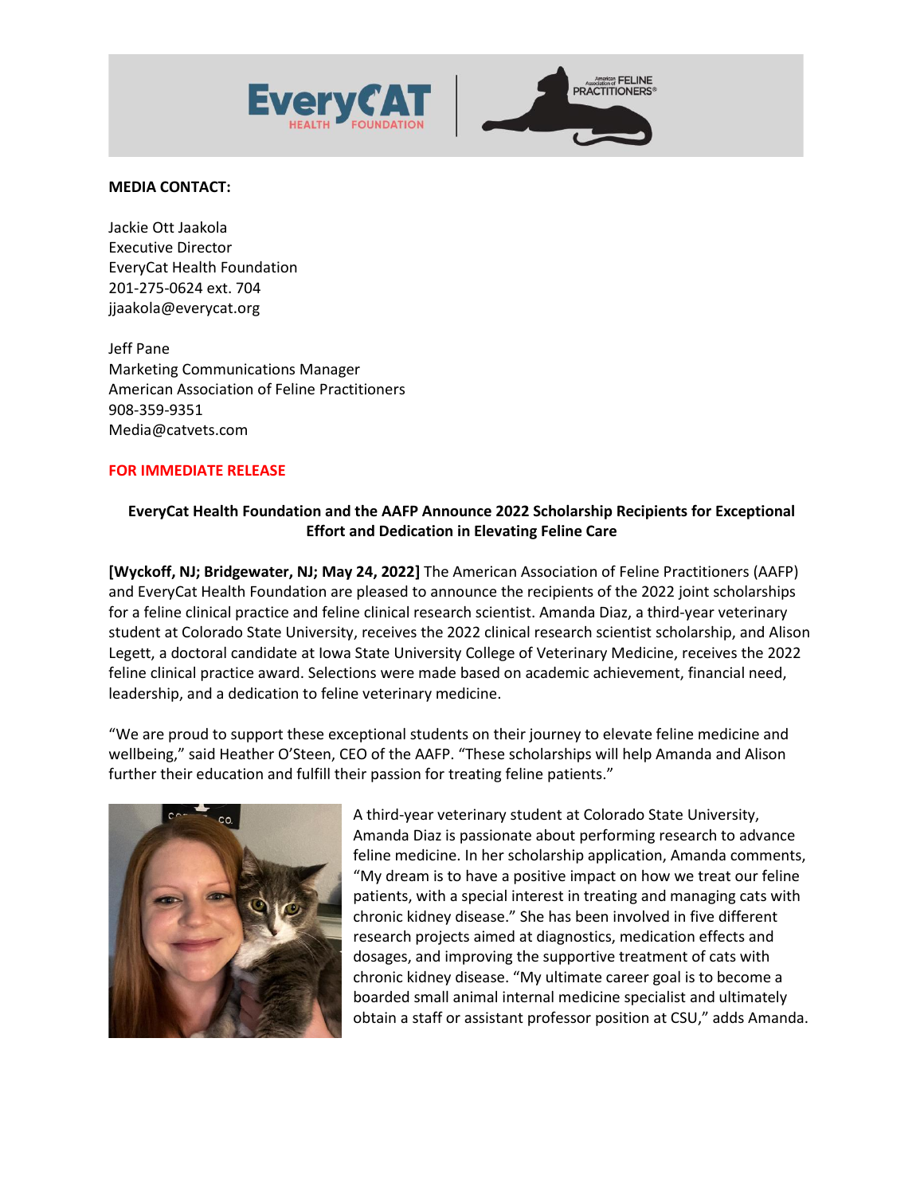**MEDIA CONTACT:**

Jackie Ott Jaakola
Executive Director
EveryCat Health Foundation
201-275-0624 ext. 704
jjaakola@everycat.org

Jeff Pane
Marketing Communications Manager
American Association of Feline Practitioners
908-359-9351
Media@catvets.com

**FOR IMMEDIATE RELEASE**

**EveryCat Health Foundation and the AAFP Announce 2022 Scholarship Recipients for Exceptional Effort and Dedication in Elevating Feline Care**

**[Wyckoff, NJ; Bridgewater, NJ; May 24, 2022]** The American Association of Feline Practitioners (AAFP) and EveryCat Health Foundation are pleased to announce the recipients of the 2022 joint scholarships for a feline clinical practice and feline clinical research scientist. Amanda Diaz, a third-year veterinary student at Colorado State University, receives the 2022 clinical research scientist scholarship, and Alison Legett, a doctoral candidate at Iowa State University College of Veterinary Medicine, receives the 2022 feline clinical practice award. Selections were made based on academic achievement, financial need, leadership, and a dedication to feline veterinary medicine.

"We are proud to support these exceptional students on their journey to elevate feline medicine and wellbeing," said Heather O'Steen, CEO of the AAFP. "These scholarships will help Amanda and Alison further their education and fulfill their passion for treating feline patients."

A third-year veterinary student at Colorado State University, Amanda Diaz is passionate about performing research to advance feline medicine. In her scholarship application, Amanda comments, "My dream is to have a positive impact on how we treat our feline patients, with a special interest in treating and managing cats with chronic kidney disease." She has been involved in five different research projects aimed at diagnostics, medication effects and dosages, and improving the supportive treatment of cats with chronic kidney disease. "My ultimate career goal is to become a boarded small animal internal medicine specialist and ultimately obtain a staff or assistant professor position at CSU," adds Amanda.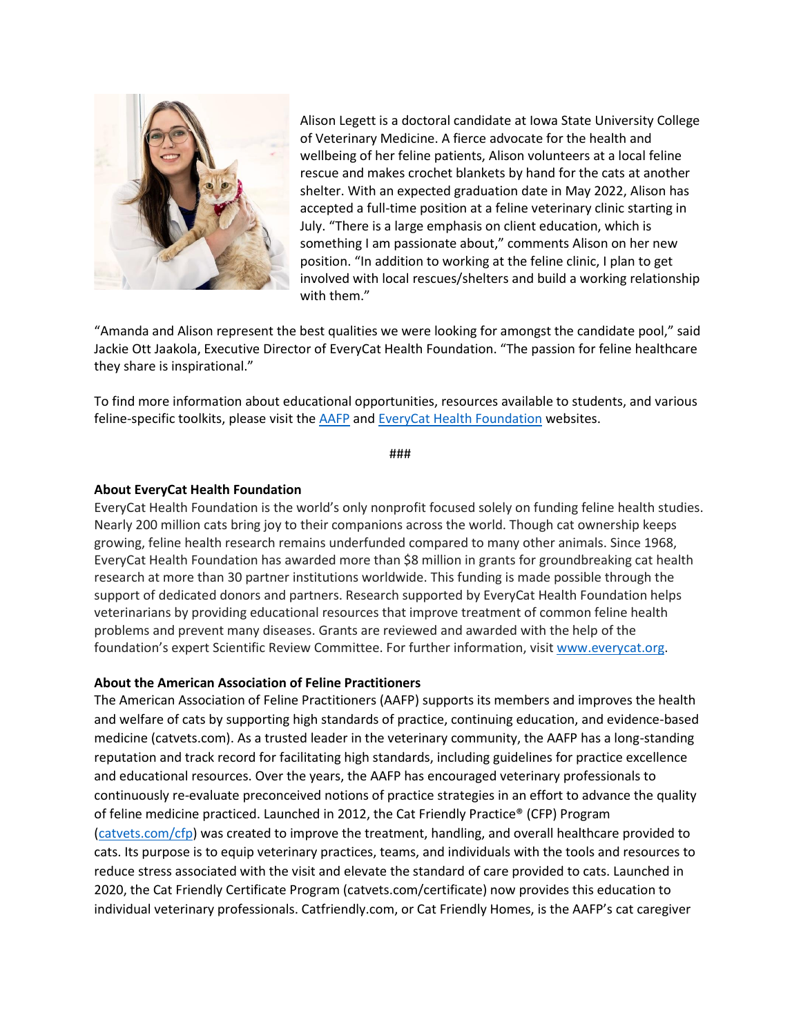Alison Legett is a doctoral candidate at Iowa State University College of Veterinary Medicine. A fierce advocate for the health and wellbeing of her feline patients, Alison volunteers at a local feline rescue and makes crochet blankets by hand for the cats at another shelter. With an expected graduation date in May 2022, Alison has accepted a full-time position at a feline veterinary clinic starting in July. "There is a large emphasis on client education, which is something I am passionate about," comments Alison on her new position. "In addition to working at the feline clinic, I plan to get involved with local rescues/shelters and build a working relationship with them."

"Amanda and Alison represent the best qualities we were looking for amongst the candidate pool," said Jackie Ott Jaakola, Executive Director of EveryCat Health Foundation. "The passion for feline healthcare they share is inspirational."

To find more information about educational opportunities, resources available to students, and various feline-specific toolkits, please visit the [AAFP] and [EveryCat Health Foundation] websites.

###

**About EveryCat Health Foundation**

EveryCat Health Foundation is the world's only nonprofit focused solely on funding feline health studies. Nearly 200 million cats bring joy to their companions across the world. Though cat ownership keeps growing, feline health research remains underfunded compared to many other animals. Since 1968, EveryCat Health Foundation has awarded more than $8 million in grants for groundbreaking cat health research at more than 30 partner institutions worldwide. This funding is made possible through the support of dedicated donors and partners. Research supported by EveryCat Health Foundation helps veterinarians by providing educational resources that improve treatment of common feline health problems and prevent many diseases. Grants are reviewed and awarded with the help of the foundation's expert Scientific Review Committee. For further information, visit www.everycat.org.

**About the American Association of Feline Practitioners**

The American Association of Feline Practitioners (AAFP) supports its members and improves the health and welfare of cats by supporting high standards of practice, continuing education, and evidence-based medicine (catvets.com). As a trusted leader in the veterinary community, the AAFP has a long-standing reputation and track record for facilitating high standards, including guidelines for practice excellence and educational resources. Over the years, the AAFP has encouraged veterinary professionals to continuously re-evaluate preconceived notions of practice strategies in an effort to advance the quality of feline medicine practiced. Launched in 2012, the Cat Friendly Practice® (CFP) Program (catvets.com/cfp) was created to improve the treatment, handling, and overall healthcare provided to cats. Its purpose is to equip veterinary practices, teams, and individuals with the tools and resources to reduce stress associated with the visit and elevate the standard of care provided to cats. Launched in 2020, the Cat Friendly Certificate Program (catvets.com/certificate) now provides this education to individual veterinary professionals. Catfriendly.com, or Cat Friendly Homes, is the AAFP's cat caregiver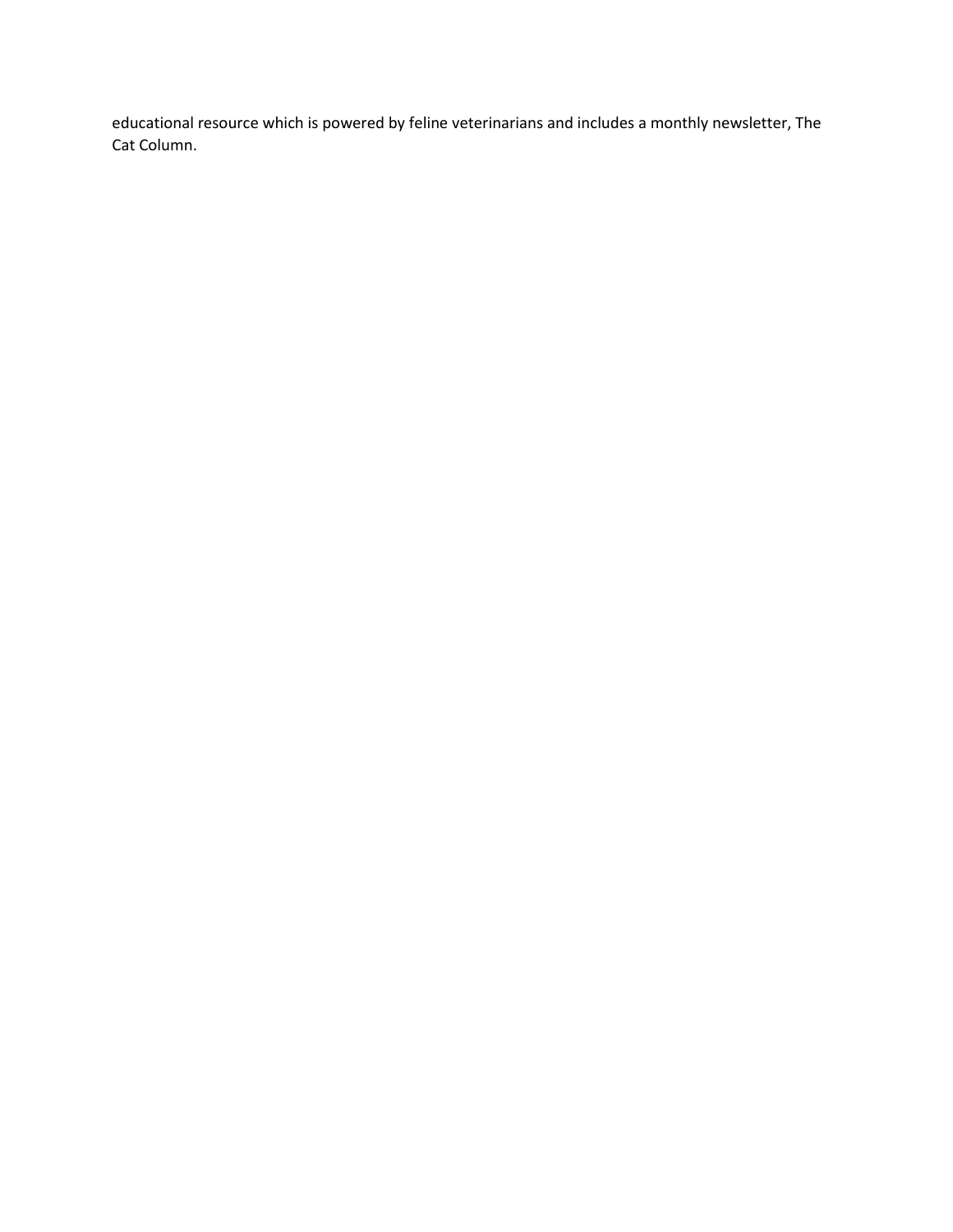educational resource which is powered by feline veterinarians and includes a monthly newsletter, The Cat Column.